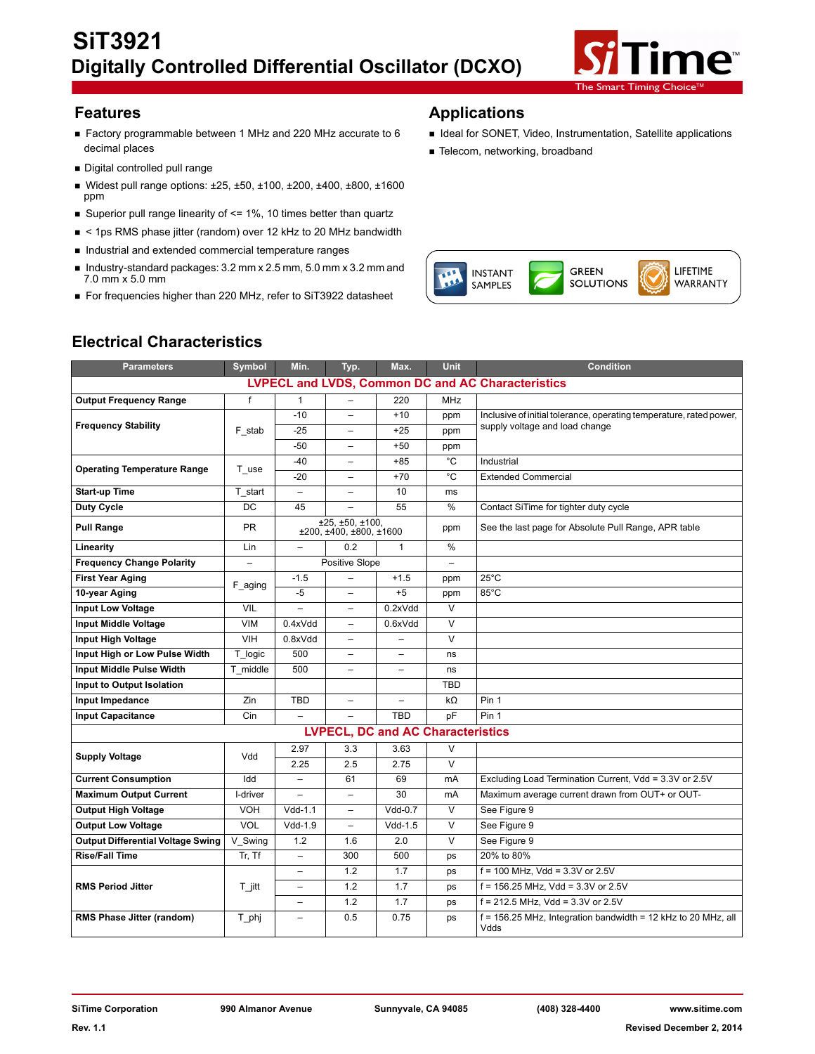# SiT3921

## Digitally Controlled Differential Oscillator (DCXO)

## Features

- Factory programmable between 1 MHz and 220 MHz accurate to 6 decimal places
- Digital controlled pull range
- Widest pull range options: ±25, ±50, ±100, ±200, ±400, ±800, ±1600 ppm
- Superior pull range linearity of <= 1%, 10 times better than quartz
- < 1ps RMS phase jitter (random) over 12 kHz to 20 MHz bandwidth
- Industrial and extended commercial temperature ranges
- Industry-standard packages: 3.2 mm x 2.5 mm, 5.0 mm x 3.2 mm and 7.0 mm x 5.0 mm
- For frequencies higher than 220 MHz, refer to SiT3922 datasheet

## Applications

- Ideal for SONET, Video, Instrumentation, Satellite applications
- Telecom, networking, broadband

INSTANT SAMPLES | GREEN SOLUTIONS | LIFETIME WARRANTY

## Electrical Characteristics

| Parameters | Symbol | Min. | Typ. | Max. | Unit | Condition |
|---|---|---|---|---|---|---|
| **LVPECL and LVDS, Common DC and AC Characteristics** | | | | | | |
| **Output Frequency Range** | f | 1 | – | 220 | MHz | |
| **Frequency Stability** | F_stab | -10 | – | +10 | ppm | Inclusive of initial tolerance, operating temperature, rated power, supply voltage and load change |
| | | -25 | – | +25 | ppm | |
| | | -50 | – | +50 | ppm | |
| **Operating Temperature Range** | T_use | -40 | – | +85 | °C | Industrial |
| | | -20 | – | +70 | °C | Extended Commercial |
| **Start-up Time** | T_start | – | – | 10 | ms | |
| **Duty Cycle** | DC | 45 | – | 55 | % | Contact SiTime for tighter duty cycle |
| **Pull Range** | PR | ±25, ±50, ±100, ±200, ±400, ±800, ±1600 | | | ppm | See the last page for Absolute Pull Range, APR table |
| **Linearity** | Lin | – | 0.2 | 1 | % | |
| **Frequency Change Polarity** | – | Positive Slope | | | – | |
| **First Year Aging** | F_aging | -1.5 | – | +1.5 | ppm | 25°C |
| **10-year Aging** | | -5 | – | +5 | ppm | 85°C |
| **Input Low Voltage** | VIL | – | – | 0.2xVdd | V | |
| **Input Middle Voltage** | VIM | 0.4xVdd | – | 0.6xVdd | V | |
| **Input High Voltage** | VIH | 0.8xVdd | – | – | V | |
| **Input High or Low Pulse Width** | T_logic | 500 | – | – | ns | |
| **Input Middle Pulse Width** | T_middle | 500 | – | – | ns | |
| **Input to Output Isolation** | | | | | TBD | |
| **Input Impedance** | Zin | TBD | – | – | kΩ | Pin 1 |
| **Input Capacitance** | Cin | – | – | TBD | pF | Pin 1 |
| **LVPECL, DC and AC Characteristics** | | | | | | |
| **Supply Voltage** | Vdd | 2.97 | 3.3 | 3.63 | V | |
| | | 2.25 | 2.5 | 2.75 | V | |
| **Current Consumption** | Idd | – | 61 | 69 | mA | Excluding Load Termination Current, Vdd = 3.3V or 2.5V |
| **Maximum Output Current** | I-driver | – | – | 30 | mA | Maximum average current drawn from OUT+ or OUT- |
| **Output High Voltage** | VOH | Vdd-1.1 | – | Vdd-0.7 | V | See Figure 9 |
| **Output Low Voltage** | VOL | Vdd-1.9 | – | Vdd-1.5 | V | See Figure 9 |
| **Output Differential Voltage Swing** | V_Swing | 1.2 | 1.6 | 2.0 | V | See Figure 9 |
| **Rise/Fall Time** | Tr, Tf | – | 300 | 500 | ps | 20% to 80% |
| **RMS Period Jitter** | T_jitt | – | 1.2 | 1.7 | ps | f = 100 MHz, Vdd = 3.3V or 2.5V |
| | | – | 1.2 | 1.7 | ps | f = 156.25 MHz, Vdd = 3.3V or 2.5V |
| | | – | 1.2 | 1.7 | ps | f = 212.5 MHz, Vdd = 3.3V or 2.5V |
| **RMS Phase Jitter (random)** | T_phj | – | 0.5 | 0.75 | ps | f = 156.25 MHz, Integration bandwidth = 12 kHz to 20 MHz, all Vdds |

SiTime Corporation | 990 Almanor Avenue | Sunnyvale, CA 94085 | (408) 328-4400 | www.sitime.com

Rev. 1.1 | Revised December 2, 2014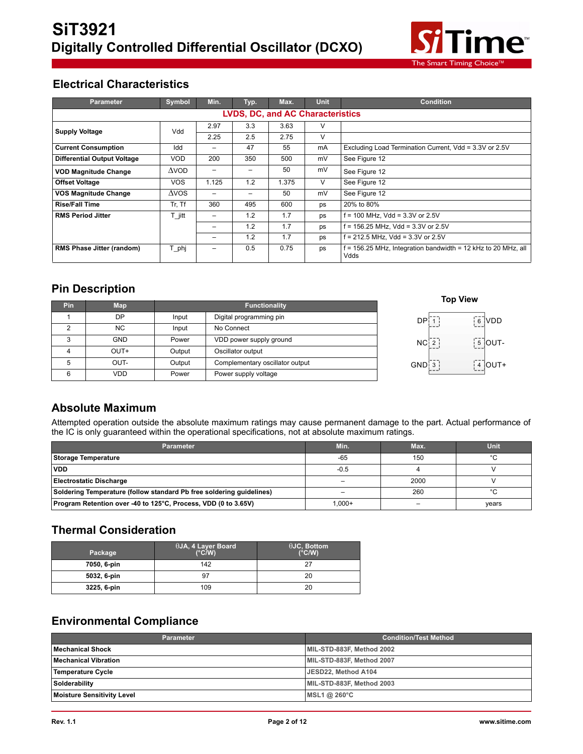## Electrical Characteristics

| Parameter | Symbol | Min. | Typ. | Max. | Unit | Condition |
|---|---|---|---|---|---|---|
| **LVDS, DC, and AC Characteristics** | | | | | | |
| **Supply Voltage** | Vdd | 2.97 | 3.3 | 3.63 | V | |
| | | 2.25 | 2.5 | 2.75 | V | |
| **Current Consumption** | Idd | – | 47 | 55 | mA | Excluding Load Termination Current, Vdd = 3.3V or 2.5V |
| **Differential Output Voltage** | VOD | 200 | 350 | 500 | mV | See Figure 12 |
| **VOD Magnitude Change** | ΔVOD | – | – | 50 | mV | See Figure 12 |
| **Offset Voltage** | VOS | 1.125 | 1.2 | 1.375 | V | See Figure 12 |
| **VOS Magnitude Change** | ΔVOS | – | – | 50 | mV | See Figure 12 |
| **Rise/Fall Time** | Tr, Tf | 360 | 495 | 600 | ps | 20% to 80% |
| **RMS Period Jitter** | T_jitt | – | 1.2 | 1.7 | ps | f = 100 MHz, Vdd = 3.3V or 2.5V |
| | | – | 1.2 | 1.7 | ps | f = 156.25 MHz, Vdd = 3.3V or 2.5V |
| | | – | 1.2 | 1.7 | ps | f = 212.5 MHz, Vdd = 3.3V or 2.5V |
| **RMS Phase Jitter (random)** | T_phj | – | 0.5 | 0.75 | ps | f = 156.25 MHz, Integration bandwidth = 12 kHz to 20 MHz, all Vdds |

## Pin Description

| Pin | Map | Functionality | |
|---|---|---|---|
| 1 | DP | Input | Digital programming pin |
| 2 | NC | Input | No Connect |
| 3 | GND | Power | VDD power supply ground |
| 4 | OUT+ | Output | Oscillator output |
| 5 | OUT- | Output | Complementary oscillator output |
| 6 | VDD | Power | Power supply voltage |

**Top View**

| Left | | | Right |
|---|---|---|---|
| DP | 1 | 6 | VDD |
| NC | 2 | 5 | OUT- |
| GND | 3 | 4 | OUT+ |

## Absolute Maximum

Attempted operation outside the absolute maximum ratings may cause permanent damage to the part. Actual performance of the IC is only guaranteed within the operational specifications, not at absolute maximum ratings.

| Parameter | Min. | Max. | Unit |
|---|---|---|---|
| **Storage Temperature** | -65 | 150 | °C |
| **VDD** | -0.5 | 4 | V |
| **Electrostatic Discharge** | – | 2000 | V |
| **Soldering Temperature (follow standard Pb free soldering guidelines)** | – | 260 | °C |
| **Program Retention over -40 to 125°C, Process, VDD (0 to 3.65V)** | 1,000+ | – | years |

## Thermal Consideration

| Package | θJA, 4 Layer Board (°C/W) | θJC, Bottom (°C/W) |
|---|---|---|
| **7050, 6-pin** | 142 | 27 |
| **5032, 6-pin** | 97 | 20 |
| **3225, 6-pin** | 109 | 20 |

## Environmental Compliance

| Parameter | Condition/Test Method |
|---|---|
| **Mechanical Shock** | MIL-STD-883F, Method 2002 |
| **Mechanical Vibration** | MIL-STD-883F, Method 2007 |
| **Temperature Cycle** | JESD22, Method A104 |
| **Solderability** | MIL-STD-883F, Method 2003 |
| **Moisture Sensitivity Level** | MSL1 @ 260°C |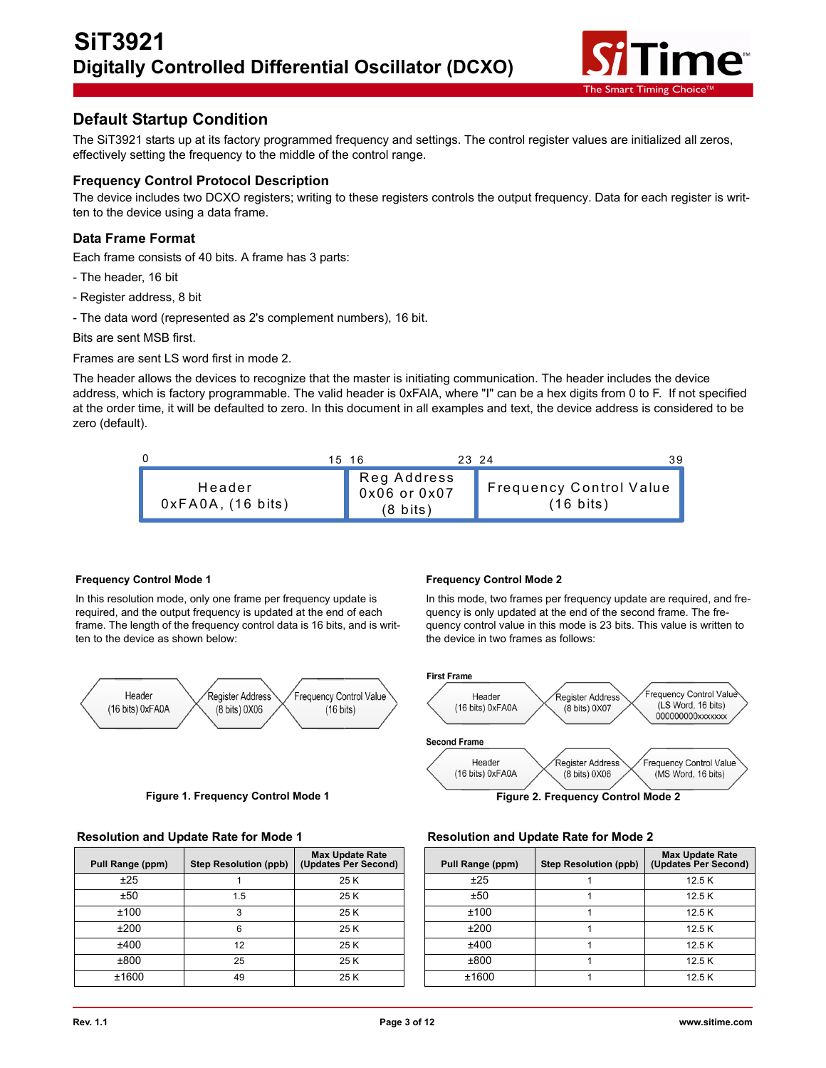## Default Startup Condition

The SiT3921 starts up at its factory programmed frequency and settings. The control register values are initialized all zeros, effectively setting the frequency to the middle of the control range.

### Frequency Control Protocol Description

The device includes two DCXO registers; writing to these registers controls the output frequency. Data for each register is written to the device using a data frame.

### Data Frame Format

Each frame consists of 40 bits. A frame has 3 parts:

- The header, 16 bit

- Register address, 8 bit

- The data word (represented as 2's complement numbers), 16 bit.

Bits are sent MSB first.

Frames are sent LS word first in mode 2.

The header allows the devices to recognize that the master is initiating communication. The header includes the device address, which is factory programmable. The valid header is 0xFAIA, where "I" can be a hex digits from 0 to F. If not specified at the order time, it will be defaulted to zero. In this document in all examples and text, the device address is considered to be zero (default).

| 0 – 15 | 16 – 23 | 24 – 39 |
|---|---|---|
| Header 0xFA0A, (16 bits) | Reg Address 0x06 or 0x07 (8 bits) | Frequency Control Value (16 bits) |

#### Frequency Control Mode 1

In this resolution mode, only one frame per frequency update is required, and the output frequency is updated at the end of each frame. The length of the frequency control data is 16 bits, and is written to the device as shown below:

| Header | Register Address | Frequency Control Value |
|---|---|---|
| (16 bits) 0xFA0A | (8 bits) 0X06 | (16 bits) |

**Figure 1. Frequency Control Mode 1**

#### Frequency Control Mode 2

In this mode, two frames per frequency update are required, and frequency is only updated at the end of the second frame. The frequency control value in this mode is 23 bits. This value is written to the device in two frames as follows:

**First Frame**

| Header | Register Address | Frequency Control Value |
|---|---|---|
| (16 bits) 0xFA0A | (8 bits) 0X07 | (LS Word, 16 bits) 000000000xxxxxxx |

**Second Frame**

| Header | Register Address | Frequency Control Value |
|---|---|---|
| (16 bits) 0xFA0A | (8 bits) 0X06 | (MS Word, 16 bits) |

**Figure 2. Frequency Control Mode 2**

### Resolution and Update Rate for Mode 1

| Pull Range (ppm) | Step Resolution (ppb) | Max Update Rate (Updates Per Second) |
|---|---|---|
| ±25 | 1 | 25 K |
| ±50 | 1.5 | 25 K |
| ±100 | 3 | 25 K |
| ±200 | 6 | 25 K |
| ±400 | 12 | 25 K |
| ±800 | 25 | 25 K |
| ±1600 | 49 | 25 K |

### Resolution and Update Rate for Mode 2

| Pull Range (ppm) | Step Resolution (ppb) | Max Update Rate (Updates Per Second) |
|---|---|---|
| ±25 | 1 | 12.5 K |
| ±50 | 1 | 12.5 K |
| ±100 | 1 | 12.5 K |
| ±200 | 1 | 12.5 K |
| ±400 | 1 | 12.5 K |
| ±800 | 1 | 12.5 K |
| ±1600 | 1 | 12.5 K |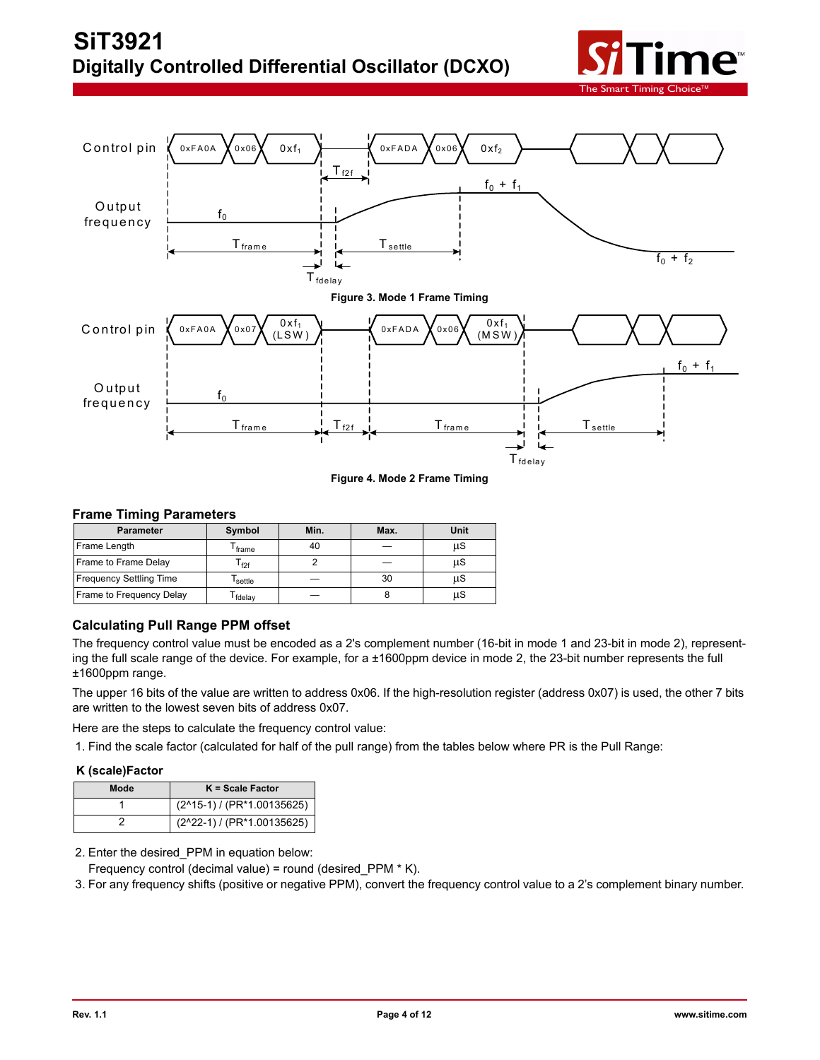**Figure 3. Mode 1 Frame Timing**

**Figure 4. Mode 2 Frame Timing**

### Frame Timing Parameters

| Parameter | Symbol | Min. | Max. | Unit |
|---|---|---|---|---|
| Frame Length | $T_{frame}$ | 40 | — | µS |
| Frame to Frame Delay | $T_{f2f}$ | 2 | — | µS |
| Frequency Settling Time | $T_{settle}$ | — | 30 | µS |
| Frame to Frequency Delay | $T_{fdelay}$ | — | 8 | µS |

### Calculating Pull Range PPM offset

The frequency control value must be encoded as a 2's complement number (16-bit in mode 1 and 23-bit in mode 2), representing the full scale range of the device. For example, for a ±1600ppm device in mode 2, the 23-bit number represents the full ±1600ppm range.

The upper 16 bits of the value are written to address 0x06. If the high-resolution register (address 0x07) is used, the other 7 bits are written to the lowest seven bits of address 0x07.

Here are the steps to calculate the frequency control value:

1. Find the scale factor (calculated for half of the pull range) from the tables below where PR is the Pull Range:

#### K (scale)Factor

| Mode | K = Scale Factor |
|---|---|
| 1 | (2^15-1) / (PR*1.00135625) |
| 2 | (2^22-1) / (PR*1.00135625) |

2. Enter the desired_PPM in equation below:
   Frequency control (decimal value) = round (desired_PPM * K).
3. For any frequency shifts (positive or negative PPM), convert the frequency control value to a 2's complement binary number.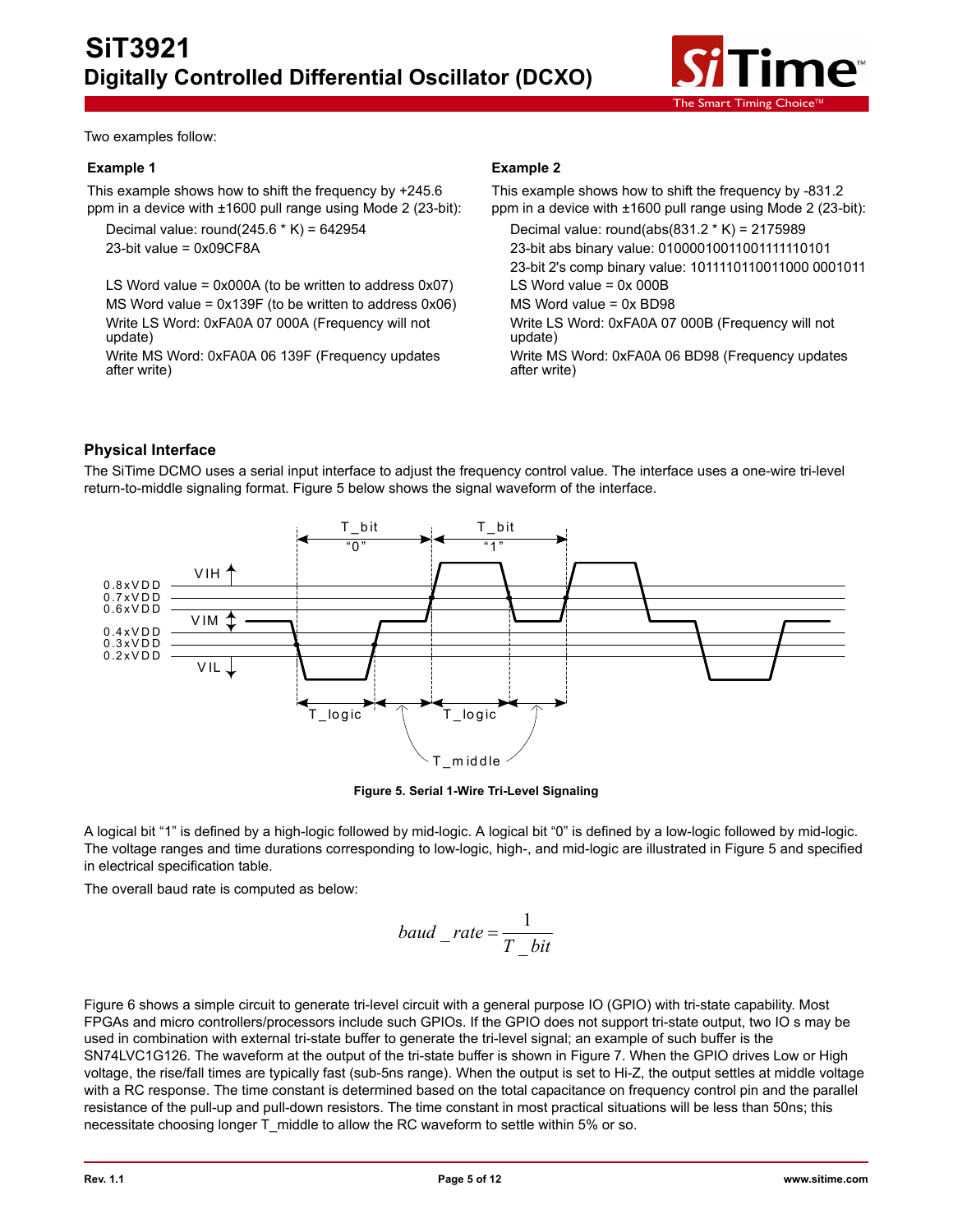Two examples follow:

**Example 1**

This example shows how to shift the frequency by +245.6 ppm in a device with ±1600 pull range using Mode 2 (23-bit):

Decimal value: round(245.6 * K) = 642954
23-bit value = 0x09CF8A

LS Word value = 0x000A (to be written to address 0x07)
MS Word value = 0x139F (to be written to address 0x06)
Write LS Word: 0xFA0A 07 000A (Frequency will not update)
Write MS Word: 0xFA0A 06 139F (Frequency updates after write)

**Example 2**

This example shows how to shift the frequency by -831.2 ppm in a device with ±1600 pull range using Mode 2 (23-bit):

Decimal value: round(abs(831.2 * K) = 2175989
23-bit abs binary value: 01000010011001111110101
23-bit 2's comp binary value: 1011110110011000 0001011
LS Word value = 0x 000B
MS Word value = 0x BD98
Write LS Word: 0xFA0A 07 000B (Frequency will not update)
Write MS Word: 0xFA0A 06 BD98 (Frequency updates after write)

## Physical Interface

The SiTime DCMO uses a serial input interface to adjust the frequency control value. The interface uses a one-wire tri-level return-to-middle signaling format. Figure 5 below shows the signal waveform of the interface.

**Figure 5. Serial 1-Wire Tri-Level Signaling**

A logical bit "1" is defined by a high-logic followed by mid-logic. A logical bit "0" is defined by a low-logic followed by mid-logic. The voltage ranges and time durations corresponding to low-logic, high-, and mid-logic are illustrated in Figure 5 and specified in electrical specification table.

The overall baud rate is computed as below:

$$baud\_rate = \frac{1}{T\_bit}$$

Figure 6 shows a simple circuit to generate tri-level circuit with a general purpose IO (GPIO) with tri-state capability. Most FPGAs and micro controllers/processors include such GPIOs. If the GPIO does not support tri-state output, two IO s may be used in combination with external tri-state buffer to generate the tri-level signal; an example of such buffer is the SN74LVC1G126. The waveform at the output of the tri-state buffer is shown in Figure 7. When the GPIO drives Low or High voltage, the rise/fall times are typically fast (sub-5ns range). When the output is set to Hi-Z, the output settles at middle voltage with a RC response. The time constant is determined based on the total capacitance on frequency control pin and the parallel resistance of the pull-up and pull-down resistors. The time constant in most practical situations will be less than 50ns; this necessitate choosing longer T_middle to allow the RC waveform to settle within 5% or so.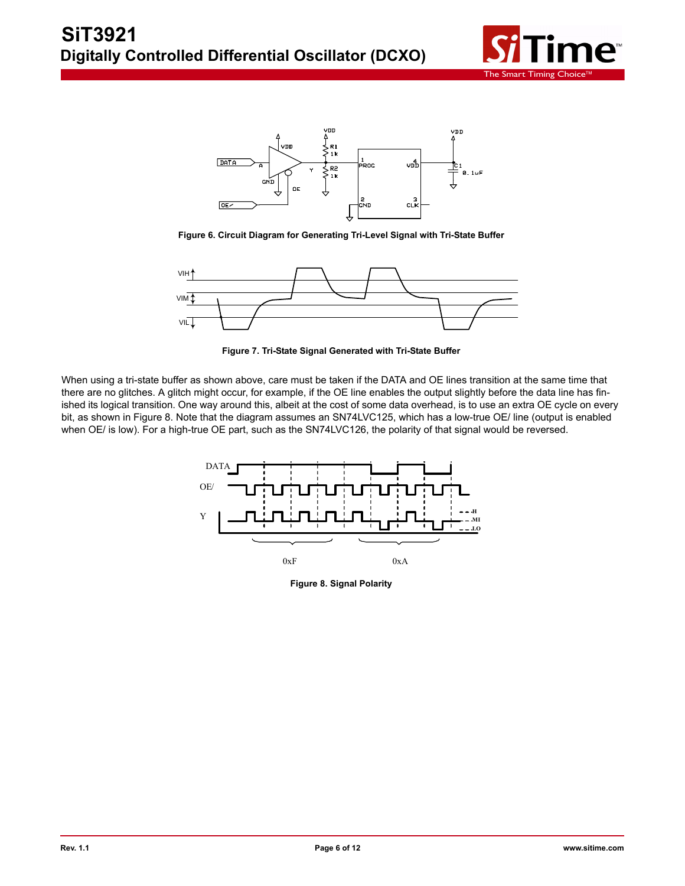Figure 6. Circuit Diagram for Generating Tri-Level Signal with Tri-State Buffer

Figure 7. Tri-State Signal Generated with Tri-State Buffer

When using a tri-state buffer as shown above, care must be taken if the DATA and OE lines transition at the same time that there are no glitches. A glitch might occur, for example, if the OE line enables the output slightly before the data line has finished its logical transition. One way around this, albeit at the cost of some data overhead, is to use an extra OE cycle on every bit, as shown in Figure 8. Note that the diagram assumes an SN74LVC125, which has a low-true OE/ line (output is enabled when OE/ is low). For a high-true OE part, such as the SN74LVC126, the polarity of that signal would be reversed.

Figure 8. Signal Polarity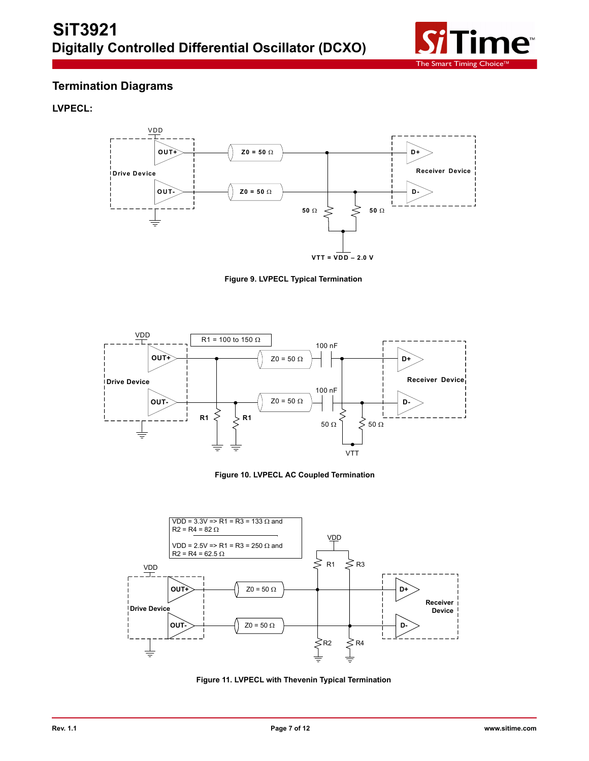## Termination Diagrams

### LVPECL:

Figure 9. LVPECL Typical Termination

Figure 10. LVPECL AC Coupled Termination

Figure 11. LVPECL with Thevenin Typical Termination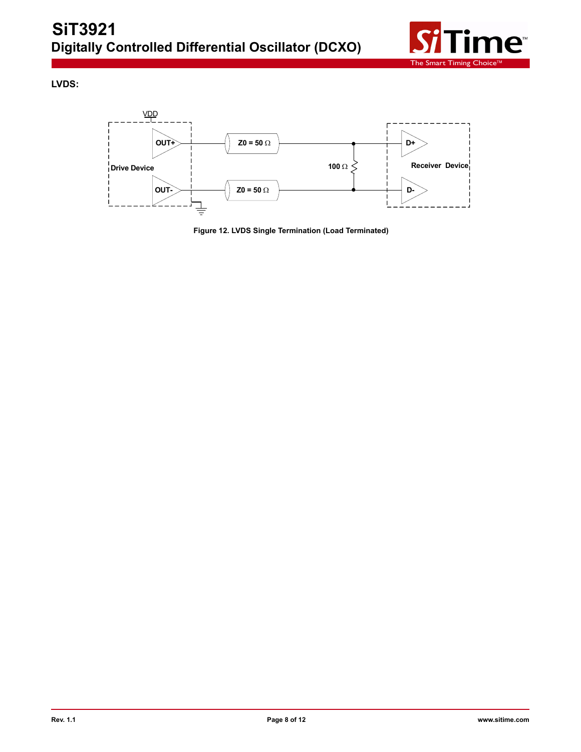**LVDS:**

Figure 12. LVDS Single Termination (Load Terminated)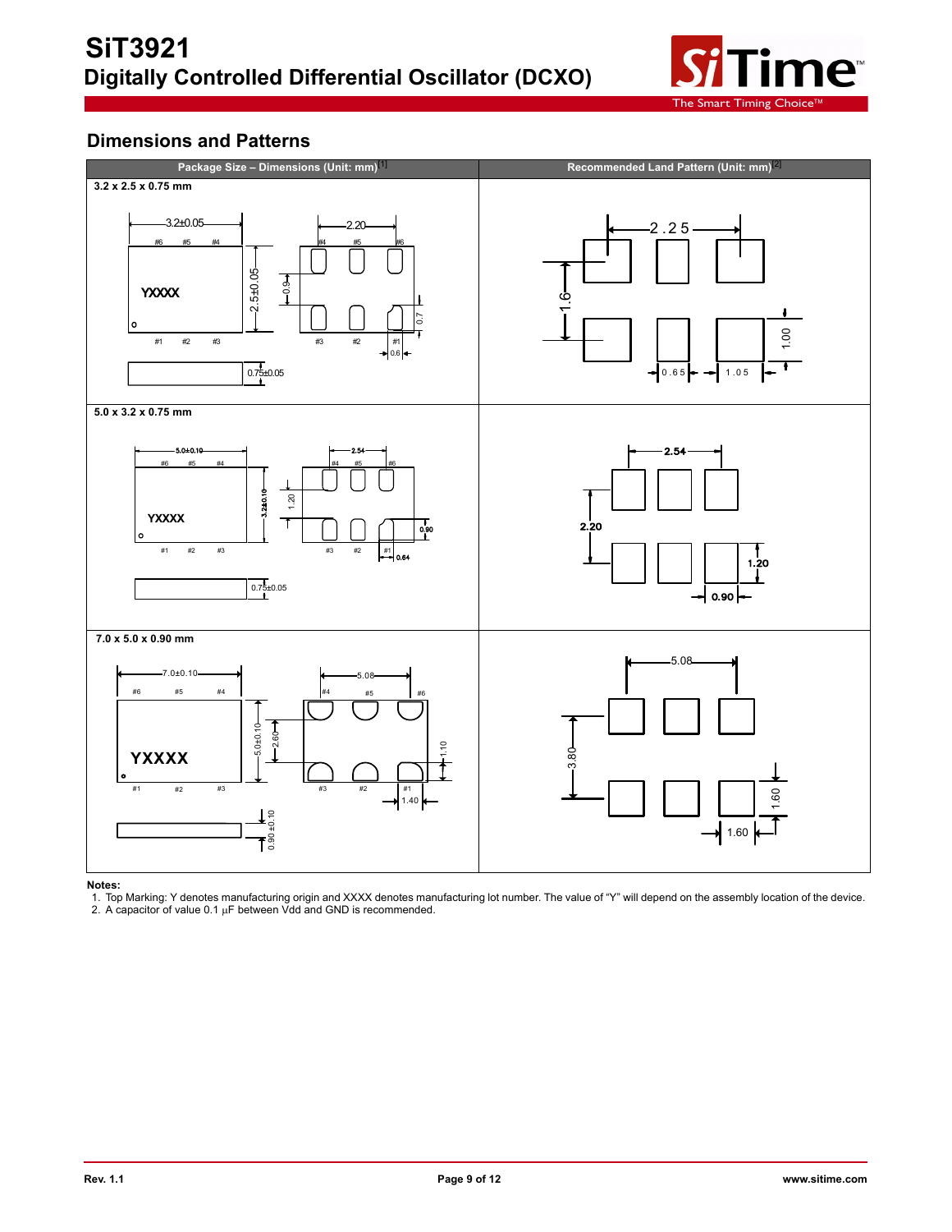## Dimensions and Patterns

| Package Size – Dimensions (Unit: mm)[1] | Recommended Land Pattern (Unit: mm)[2] |
|---|---|
| 3.2 x 2.5 x 0.75 mm | |
| 5.0 x 3.2 x 0.75 mm | |
| 7.0 x 5.0 x 0.90 mm | |

**Notes:**

1. Top Marking: Y denotes manufacturing origin and XXXX denotes manufacturing lot number. The value of "Y" will depend on the assembly location of the device.
2. A capacitor of value 0.1 µF between Vdd and GND is recommended.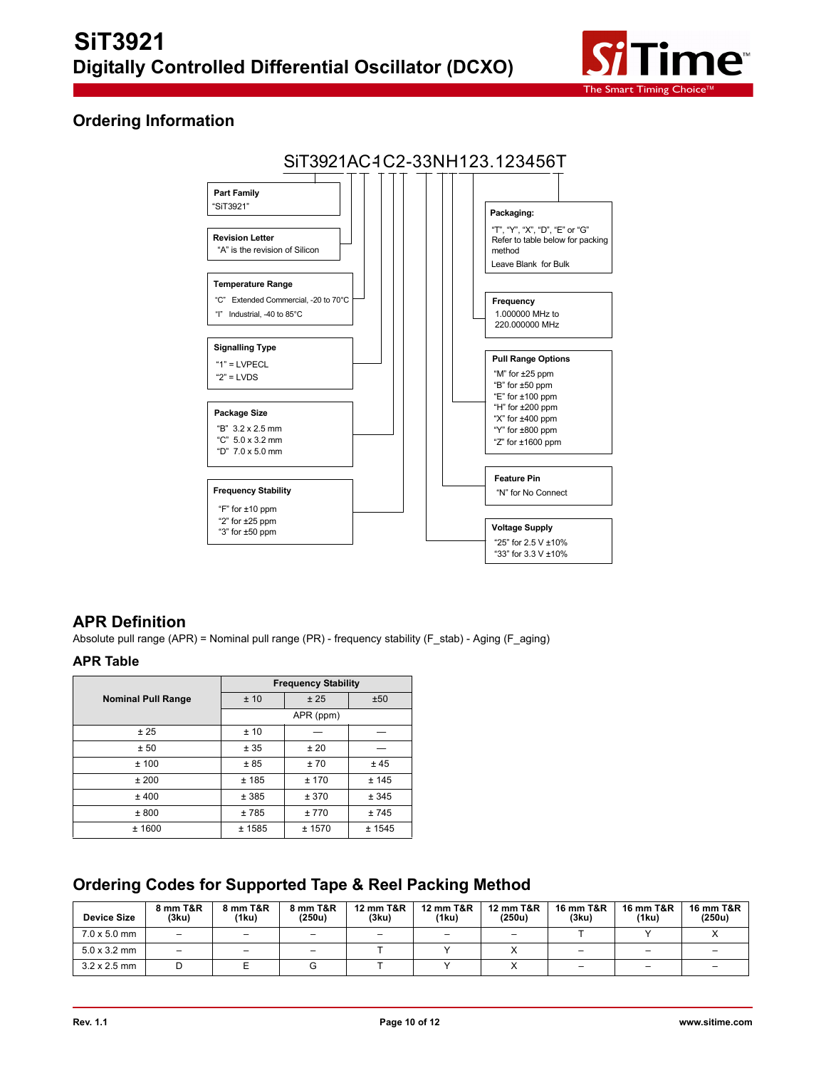## Ordering Information

SiT3921AC1C2-33NH123.123456T

**Part Family**
"SiT3921"

**Revision Letter**
"A" is the revision of Silicon

**Temperature Range**
"C" Extended Commercial, -20 to 70°C
"I" Industrial, -40 to 85°C

**Signalling Type**
"1" = LVPECL
"2" = LVDS

**Package Size**
"B" 3.2 x 2.5 mm
"C" 5.0 x 3.2 mm
"D" 7.0 x 5.0 mm

**Frequency Stability**
"F" for ±10 ppm
"2" for ±25 ppm
"3" for ±50 ppm

**Packaging:**
"T", "Y", "X", "D", "E" or "G"
Refer to table below for packing method
Leave Blank for Bulk

**Frequency**
1.000000 MHz to 220.000000 MHz

**Pull Range Options**
"M" for ±25 ppm
"B" for ±50 ppm
"E" for ±100 ppm
"H" for ±200 ppm
"X" for ±400 ppm
"Y" for ±800 ppm
"Z" for ±1600 ppm

**Feature Pin**
"N" for No Connect

**Voltage Supply**
"25" for 2.5 V ±10%
"33" for 3.3 V ±10%

## APR Definition

Absolute pull range (APR) = Nominal pull range (PR) - frequency stability (F_stab) - Aging (F_aging)

### APR Table

| Nominal Pull Range | Frequency Stability | | |
|---|---|---|---|
| | ± 10 | ± 25 | ±50 |
| | APR (ppm) | | |
| ± 25 | ± 10 | — | — |
| ± 50 | ± 35 | ± 20 | — |
| ± 100 | ± 85 | ± 70 | ± 45 |
| ± 200 | ± 185 | ± 170 | ± 145 |
| ± 400 | ± 385 | ± 370 | ± 345 |
| ± 800 | ± 785 | ± 770 | ± 745 |
| ± 1600 | ± 1585 | ± 1570 | ± 1545 |

## Ordering Codes for Supported Tape & Reel Packing Method

| Device Size | 8 mm T&R (3ku) | 8 mm T&R (1ku) | 8 mm T&R (250u) | 12 mm T&R (3ku) | 12 mm T&R (1ku) | 12 mm T&R (250u) | 16 mm T&R (3ku) | 16 mm T&R (1ku) | 16 mm T&R (250u) |
|---|---|---|---|---|---|---|---|---|---|
| 7.0 x 5.0 mm | – | – | – | – | – | – | T | Y | X |
| 5.0 x 3.2 mm | – | – | – | T | Y | X | – | – | – |
| 3.2 x 2.5 mm | D | E | G | T | Y | X | – | – | – |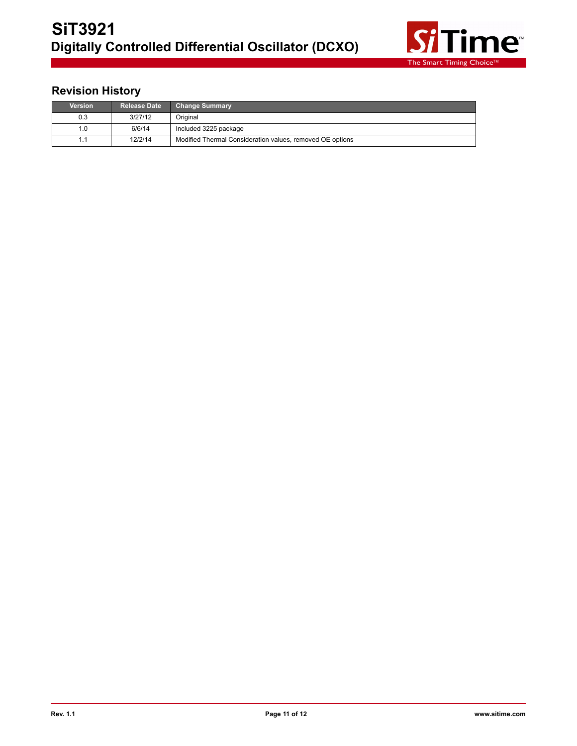## Revision History

| Version | Release Date | Change Summary |
|---|---|---|
| 0.3 | 3/27/12 | Original |
| 1.0 | 6/6/14 | Included 3225 package |
| 1.1 | 12/2/14 | Modified Thermal Consideration values, removed OE options |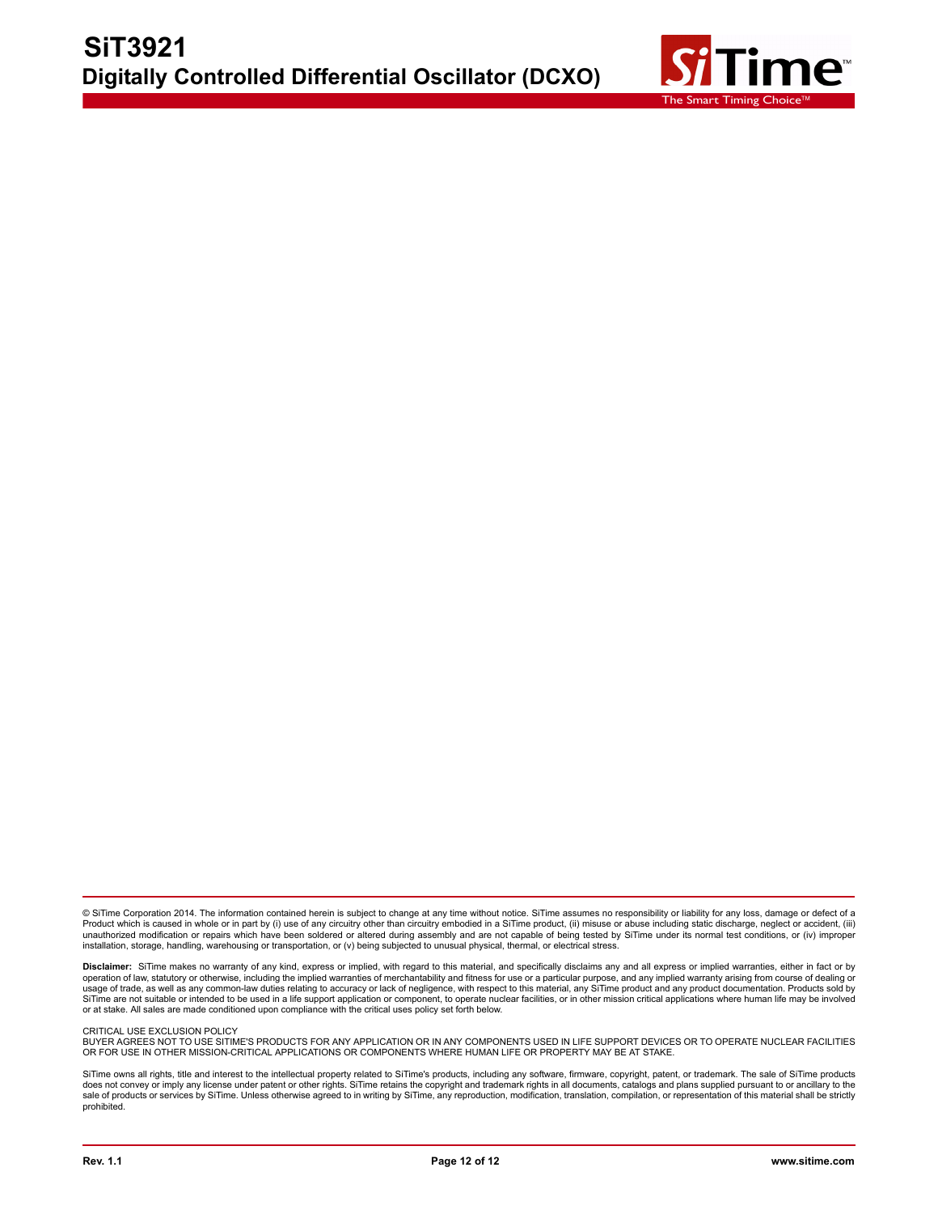© SiTime Corporation 2014. The information contained herein is subject to change at any time without notice. SiTime assumes no responsibility or liability for any loss, damage or defect of a Product which is caused in whole or in part by (i) use of any circuitry other than circuitry embodied in a SiTime product, (ii) misuse or abuse including static discharge, neglect or accident, (iii) unauthorized modification or repairs which have been soldered or altered during assembly and are not capable of being tested by SiTime under its normal test conditions, or (iv) improper installation, storage, handling, warehousing or transportation, or (v) being subjected to unusual physical, thermal, or electrical stress.

**Disclaimer:** SiTime makes no warranty of any kind, express or implied, with regard to this material, and specifically disclaims any and all express or implied warranties, either in fact or by operation of law, statutory or otherwise, including the implied warranties of merchantability and fitness for use or a particular purpose, and any implied warranty arising from course of dealing or usage of trade, as well as any common-law duties relating to accuracy or lack of negligence, with respect to this material, any SiTime product and any product documentation. Products sold by SiTime are not suitable or intended to be used in a life support application or component, to operate nuclear facilities, or in other mission critical applications where human life may be involved or at stake. All sales are made conditioned upon compliance with the critical uses policy set forth below.

CRITICAL USE EXCLUSION POLICY
BUYER AGREES NOT TO USE SITIME'S PRODUCTS FOR ANY APPLICATION OR IN ANY COMPONENTS USED IN LIFE SUPPORT DEVICES OR TO OPERATE NUCLEAR FACILITIES OR FOR USE IN OTHER MISSION-CRITICAL APPLICATIONS OR COMPONENTS WHERE HUMAN LIFE OR PROPERTY MAY BE AT STAKE.

SiTime owns all rights, title and interest to the intellectual property related to SiTime's products, including any software, firmware, copyright, patent, or trademark. The sale of SiTime products does not convey or imply any license under patent or other rights. SiTime retains the copyright and trademark rights in all documents, catalogs and plans supplied pursuant to or ancillary to the sale of products or services by SiTime. Unless otherwise agreed to in writing by SiTime, any reproduction, modification, translation, compilation, or representation of this material shall be strictly prohibited.